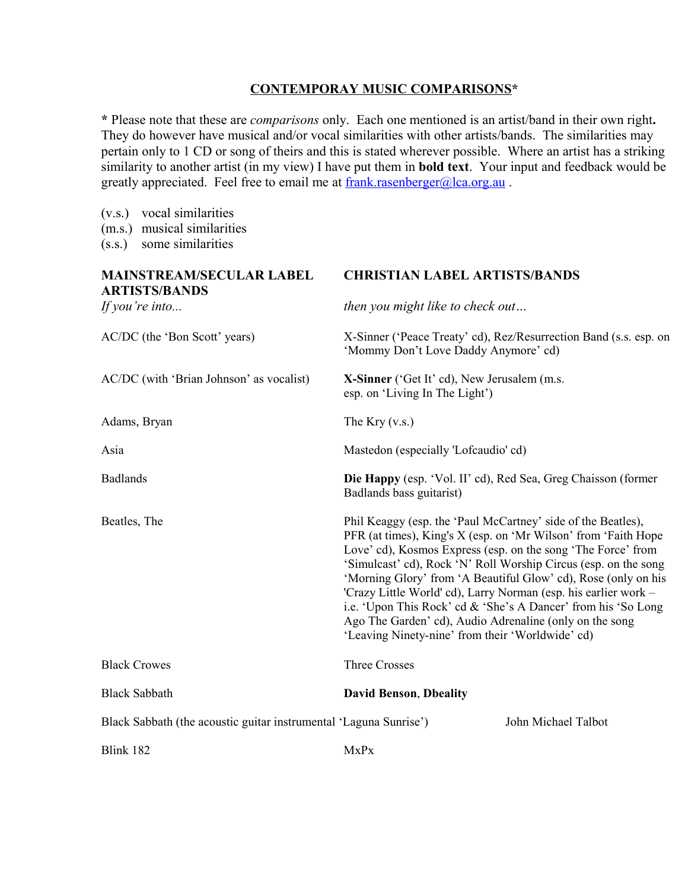# CONTEMPORAY MUSIC COMPARISONS*

**\*** Please note that these are *comparisons* only. Each one mentioned is an artist/band in their own right**.** They do however have musical and/or vocal similarities with other artists/bands. The similarities may pertain only to 1 CD or song of theirs and this is stated wherever possible. Where an artist has a striking similarity to another artist (in my view) I have put them in **bold text**. Your input and feedback would be greatly appreciated. Feel free to email me at frank.rasenberger@lca.org.au .

(v.s.) vocal similarities
(m.s.) musical similarities
(s.s.) some similarities

| **MAINSTREAM/SECULAR LABEL ARTISTS/BANDS** | **CHRISTIAN LABEL ARTISTS/BANDS** |
|---|---|
| *If you're into...* | *then you might like to check out…* |
| AC/DC (the 'Bon Scott' years) | X-Sinner ('Peace Treaty' cd), Rez/Resurrection Band (s.s. esp. on 'Mommy Don't Love Daddy Anymore' cd) |
| AC/DC (with 'Brian Johnson' as vocalist) | **X-Sinner** ('Get It' cd), New Jerusalem (m.s. esp. on 'Living In The Light') |
| Adams, Bryan | The Kry (v.s.) |
| Asia | Mastedon (especially 'Lofcaudio' cd) |
| Badlands | **Die Happy** (esp. 'Vol. II' cd), Red Sea, Greg Chaisson (former Badlands bass guitarist) |
| Beatles, The | Phil Keaggy (esp. the 'Paul McCartney' side of the Beatles), PFR (at times), King's X (esp. on 'Mr Wilson' from 'Faith Hope Love' cd), Kosmos Express (esp. on the song 'The Force' from 'Simulcast' cd), Rock 'N' Roll Worship Circus (esp. on the song 'Morning Glory' from 'A Beautiful Glow' cd), Rose (only on his 'Crazy Little World' cd), Larry Norman (esp. his earlier work – i.e. 'Upon This Rock' cd & 'She's A Dancer' from his 'So Long Ago The Garden' cd), Audio Adrenaline (only on the song 'Leaving Ninety-nine' from their 'Worldwide' cd) |
| Black Crowes | Three Crosses |
| Black Sabbath | **David Benson**, **Dbeality** |
| Black Sabbath (the acoustic guitar instrumental 'Laguna Sunrise') | John Michael Talbot |
| Blink 182 | MxPx |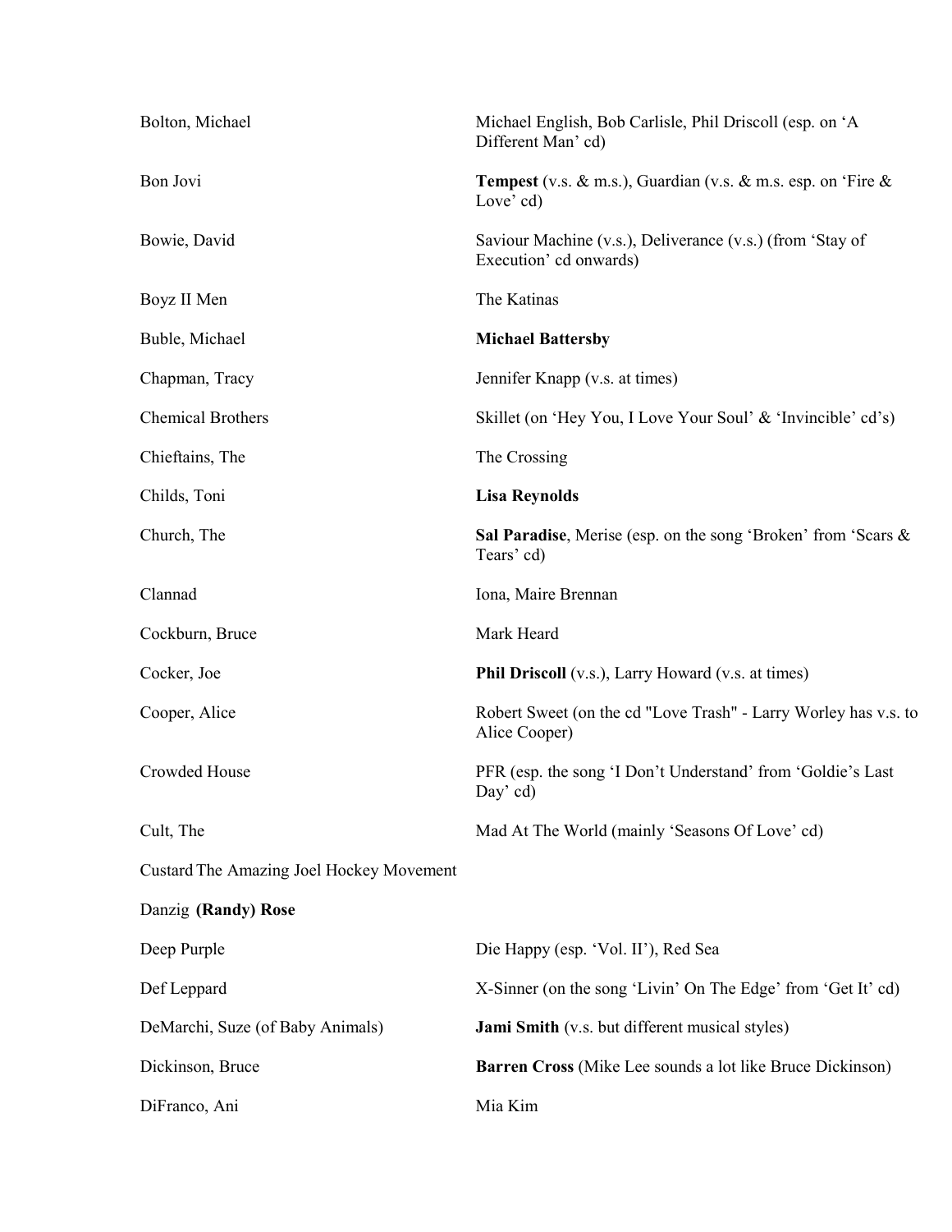| | |
|---|---|
| Bolton, Michael | Michael English, Bob Carlisle, Phil Driscoll (esp. on 'A Different Man' cd) |
| Bon Jovi | **Tempest** (v.s. & m.s.), Guardian (v.s. & m.s. esp. on 'Fire & Love' cd) |
| Bowie, David | Saviour Machine (v.s.), Deliverance (v.s.) (from 'Stay of Execution' cd onwards) |
| Boyz II Men | The Katinas |
| Buble, Michael | **Michael Battersby** |
| Chapman, Tracy | Jennifer Knapp (v.s. at times) |
| Chemical Brothers | Skillet (on 'Hey You, I Love Your Soul' & 'Invincible' cd's) |
| Chieftains, The | The Crossing |
| Childs, Toni | **Lisa Reynolds** |
| Church, The | **Sal Paradise**, Merise (esp. on the song 'Broken' from 'Scars & Tears' cd) |
| Clannad | Iona, Maire Brennan |
| Cockburn, Bruce | Mark Heard |
| Cocker, Joe | **Phil Driscoll** (v.s.), Larry Howard (v.s. at times) |
| Cooper, Alice | Robert Sweet (on the cd "Love Trash" - Larry Worley has v.s. to Alice Cooper) |
| Crowded House | PFR (esp. the song 'I Don't Understand' from 'Goldie's Last Day' cd) |
| Cult, The | Mad At The World (mainly 'Seasons Of Love' cd) |
| Custard | The Amazing Joel Hockey Movement |
| Danzig | **(Randy) Rose** |
| Deep Purple | Die Happy (esp. 'Vol. II'), Red Sea |
| Def Leppard | X-Sinner (on the song 'Livin' On The Edge' from 'Get It' cd) |
| DeMarchi, Suze (of Baby Animals) | **Jami Smith** (v.s. but different musical styles) |
| Dickinson, Bruce | **Barren Cross** (Mike Lee sounds a lot like Bruce Dickinson) |
| DiFranco, Ani | Mia Kim |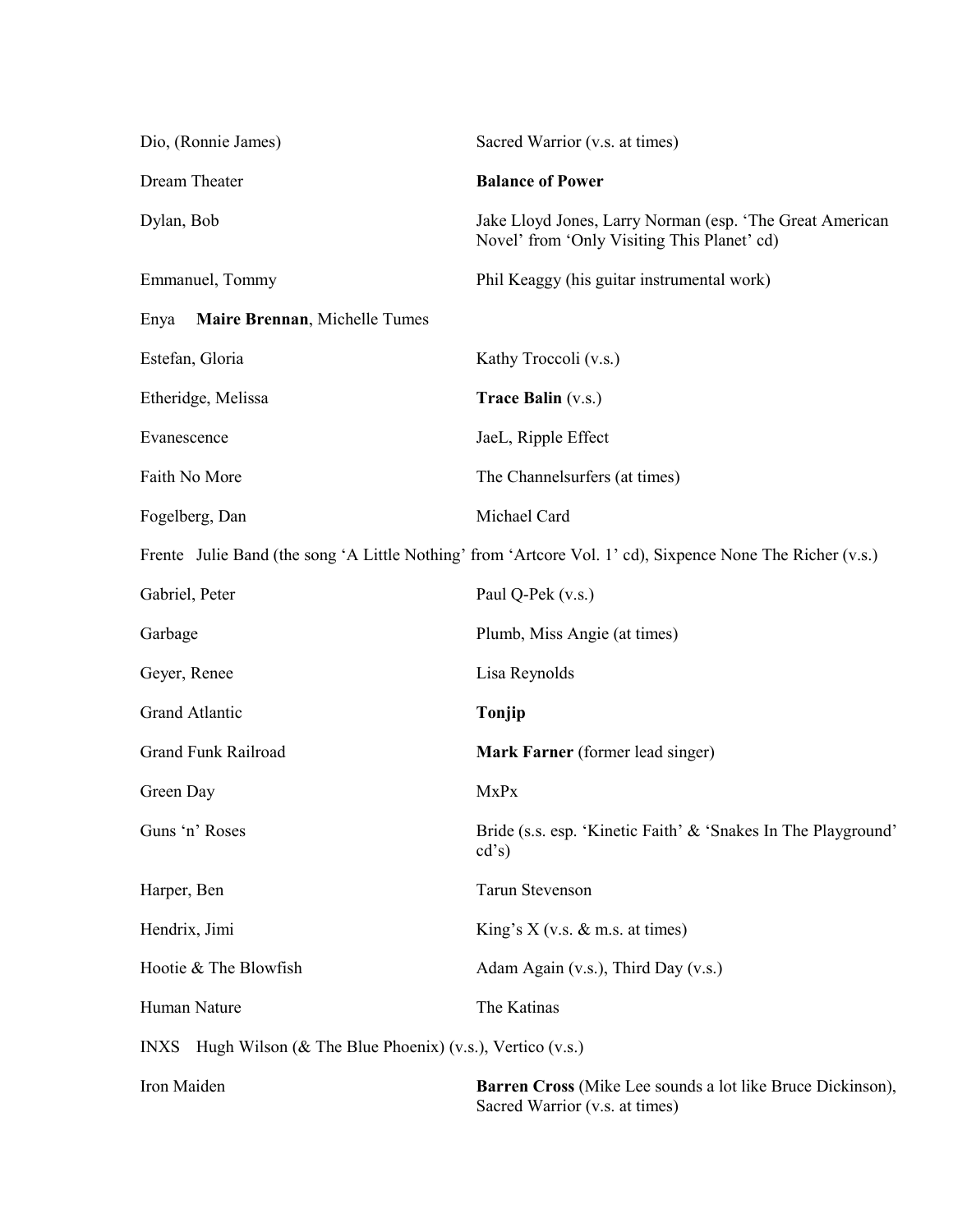| | |
|---|---|
| Dio, (Ronnie James) | Sacred Warrior (v.s. at times) |
| Dream Theater | **Balance of Power** |
| Dylan, Bob | Jake Lloyd Jones, Larry Norman (esp. 'The Great American Novel' from 'Only Visiting This Planet' cd) |
| Emmanuel, Tommy | Phil Keaggy (his guitar instrumental work) |
| Enya | **Maire Brennan**, Michelle Tumes |
| Estefan, Gloria | Kathy Troccoli (v.s.) |
| Etheridge, Melissa | **Trace Balin** (v.s.) |
| Evanescence | JaeL, Ripple Effect |
| Faith No More | The Channelsurfers (at times) |
| Fogelberg, Dan | Michael Card |
| Frente | Julie Band (the song 'A Little Nothing' from 'Artcore Vol. 1' cd), Sixpence None The Richer (v.s.) |
| Gabriel, Peter | Paul Q-Pek (v.s.) |
| Garbage | Plumb, Miss Angie (at times) |
| Geyer, Renee | Lisa Reynolds |
| Grand Atlantic | **Tonjip** |
| Grand Funk Railroad | **Mark Farner** (former lead singer) |
| Green Day | MxPx |
| Guns 'n' Roses | Bride (s.s. esp. 'Kinetic Faith' & 'Snakes In The Playground' cd's) |
| Harper, Ben | Tarun Stevenson |
| Hendrix, Jimi | King's X (v.s. & m.s. at times) |
| Hootie & The Blowfish | Adam Again (v.s.), Third Day (v.s.) |
| Human Nature | The Katinas |
| INXS | Hugh Wilson (& The Blue Phoenix) (v.s.), Vertico (v.s.) |
| Iron Maiden | **Barren Cross** (Mike Lee sounds a lot like Bruce Dickinson), Sacred Warrior (v.s. at times) |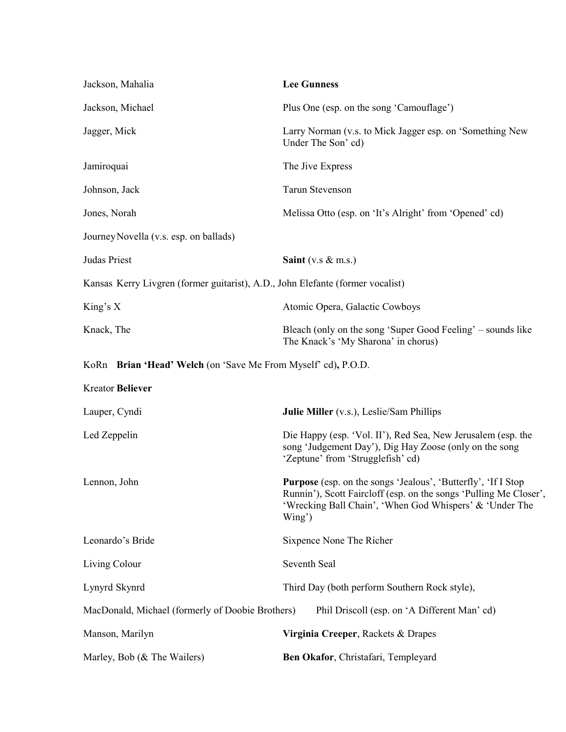| | |
|---|---|
| Jackson, Mahalia | **Lee Gunness** |
| Jackson, Michael | Plus One (esp. on the song 'Camouflage') |
| Jagger, Mick | Larry Norman (v.s. to Mick Jagger esp. on 'Something New Under The Son' cd) |
| Jamiroquai | The Jive Express |
| Johnson, Jack | Tarun Stevenson |
| Jones, Norah | Melissa Otto (esp. on 'It's Alright' from 'Opened' cd) |
| Journey | Novella (v.s. esp. on ballads) |
| Judas Priest | **Saint** (v.s & m.s.) |
| Kansas | Kerry Livgren (former guitarist), A.D., John Elefante (former vocalist) |
| King's X | Atomic Opera, Galactic Cowboys |
| Knack, The | Bleach (only on the song 'Super Good Feeling' – sounds like The Knack's 'My Sharona' in chorus) |
| KoRn | **Brian 'Head' Welch** (on 'Save Me From Myself' cd)**,** P.O.D. |
| Kreator | **Believer** |
| Lauper, Cyndi | **Julie Miller** (v.s.), Leslie/Sam Phillips |
| Led Zeppelin | Die Happy (esp. 'Vol. II'), Red Sea, New Jerusalem (esp. the song 'Judgement Day'), Dig Hay Zoose (only on the song 'Zeptune' from 'Strugglefish' cd) |
| Lennon, John | **Purpose** (esp. on the songs 'Jealous', 'Butterfly', 'If I Stop Runnin'), Scott Faircloff (esp. on the songs 'Pulling Me Closer', 'Wrecking Ball Chain', 'When God Whispers' & 'Under The Wing') |
| Leonardo's Bride | Sixpence None The Richer |
| Living Colour | Seventh Seal |
| Lynyrd Skynrd | Third Day (both perform Southern Rock style), |
| MacDonald, Michael (formerly of Doobie Brothers) | Phil Driscoll (esp. on 'A Different Man' cd) |
| Manson, Marilyn | **Virginia Creeper**, Rackets & Drapes |
| Marley, Bob (& The Wailers) | **Ben Okafor**, Christafari, Templeyard |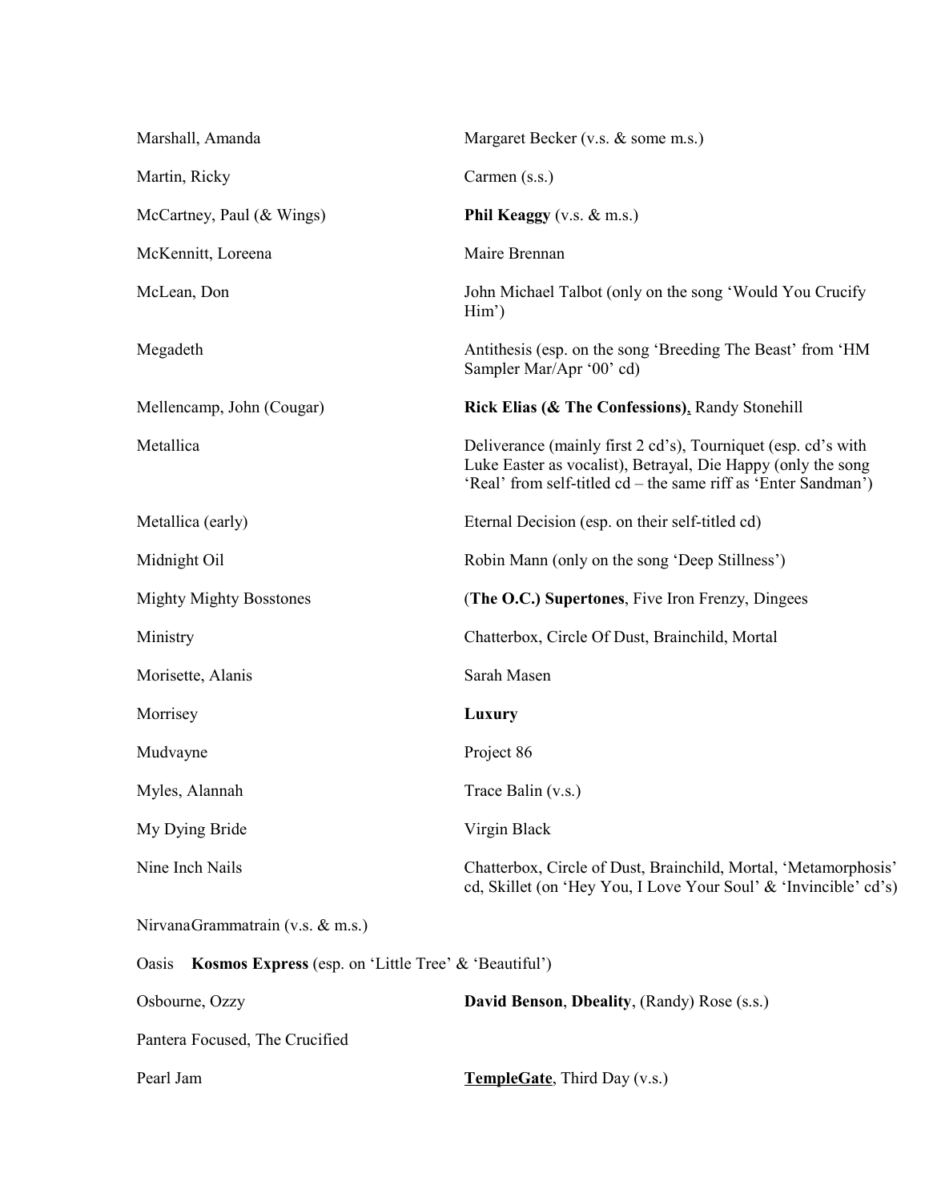| | |
|---|---|
| Marshall, Amanda | Margaret Becker (v.s. & some m.s.) |
| Martin, Ricky | Carmen (s.s.) |
| McCartney, Paul (& Wings) | **Phil Keaggy** (v.s. & m.s.) |
| McKennitt, Loreena | Maire Brennan |
| McLean, Don | John Michael Talbot (only on the song 'Would You Crucify Him') |
| Megadeth | Antithesis (esp. on the song 'Breeding The Beast' from 'HM Sampler Mar/Apr '00' cd) |
| Mellencamp, John (Cougar) | **Rick Elias (& The Confessions)**, Randy Stonehill |
| Metallica | Deliverance (mainly first 2 cd's), Tourniquet (esp. cd's with Luke Easter as vocalist), Betrayal, Die Happy (only the song 'Real' from self-titled cd – the same riff as 'Enter Sandman') |
| Metallica (early) | Eternal Decision (esp. on their self-titled cd) |
| Midnight Oil | Robin Mann (only on the song 'Deep Stillness') |
| Mighty Mighty Bosstones | (**The O.C.) Supertones**, Five Iron Frenzy, Dingees |
| Ministry | Chatterbox, Circle Of Dust, Brainchild, Mortal |
| Morisette, Alanis | Sarah Masen |
| Morrisey | **Luxury** |
| Mudvayne | Project 86 |
| Myles, Alannah | Trace Balin (v.s.) |
| My Dying Bride | Virgin Black |
| Nine Inch Nails | Chatterbox, Circle of Dust, Brainchild, Mortal, 'Metamorphosis' cd, Skillet (on 'Hey You, I Love Your Soul' & 'Invincible' cd's) |
| Nirvana | Grammatrain (v.s. & m.s.) |
| Oasis | **Kosmos Express** (esp. on 'Little Tree' & 'Beautiful') |
| Osbourne, Ozzy | **David Benson**, **Dbeality**, (Randy) Rose (s.s.) |
| Pantera | Focused, The Crucified |
| Pearl Jam | **TempleGate**, Third Day (v.s.) |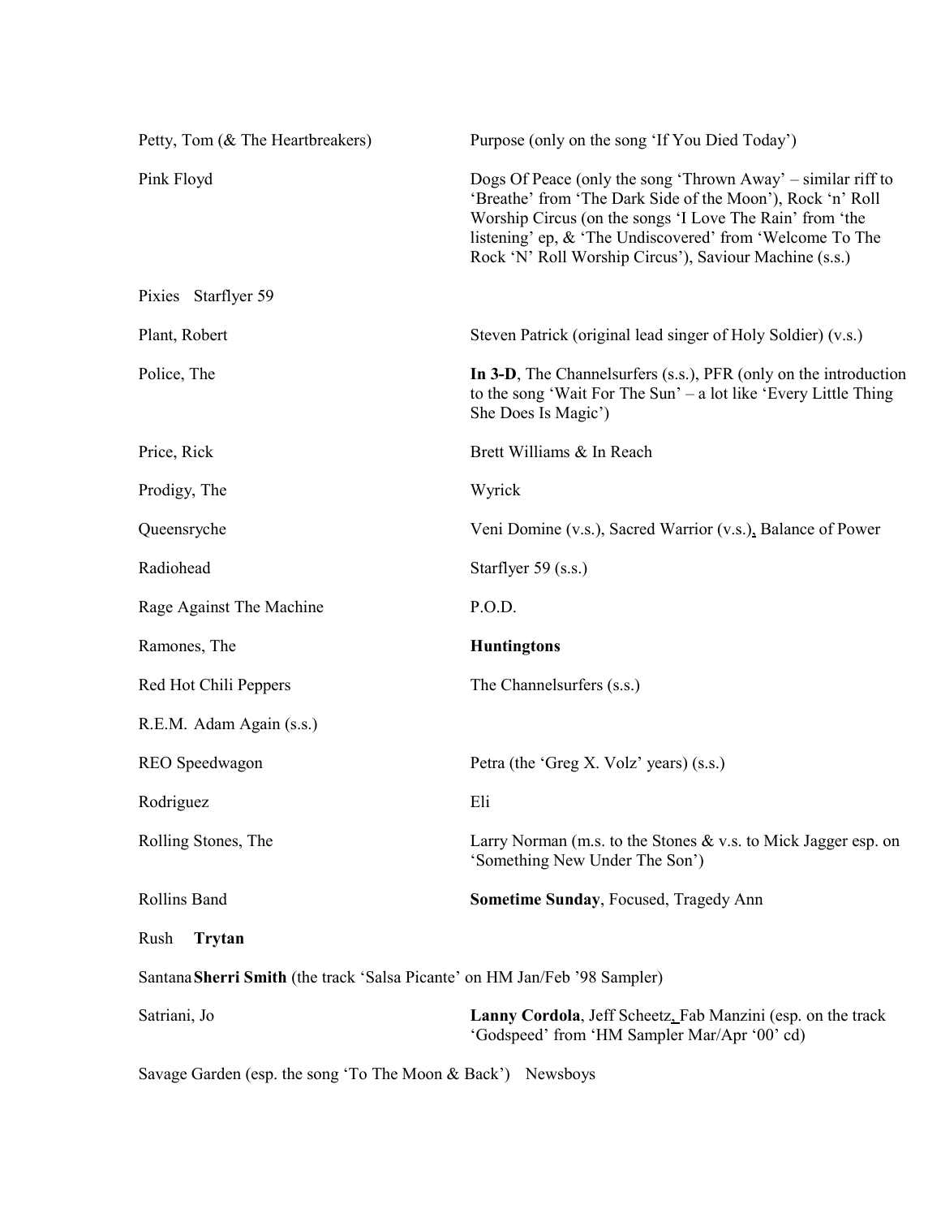| | |
|---|---|
| Petty, Tom (& The Heartbreakers) | Purpose (only on the song 'If You Died Today') |
| Pink Floyd | Dogs Of Peace (only the song 'Thrown Away' – similar riff to 'Breathe' from 'The Dark Side of the Moon'), Rock 'n' Roll Worship Circus (on the songs 'I Love The Rain' from 'the listening' ep, & 'The Undiscovered' from 'Welcome To The Rock 'N' Roll Worship Circus'), Saviour Machine (s.s.) |
| Pixies | Starflyer 59 |
| Plant, Robert | Steven Patrick (original lead singer of Holy Soldier) (v.s.) |
| Police, The | **In 3-D**, The Channelsurfers (s.s.), PFR (only on the introduction to the song 'Wait For The Sun' – a lot like 'Every Little Thing She Does Is Magic') |
| Price, Rick | Brett Williams & In Reach |
| Prodigy, The | Wyrick |
| Queensryche | Veni Domine (v.s.), Sacred Warrior (v.s.), Balance of Power |
| Radiohead | Starflyer 59 (s.s.) |
| Rage Against The Machine | P.O.D. |
| Ramones, The | **Huntingtons** |
| Red Hot Chili Peppers | The Channelsurfers (s.s.) |
| R.E.M. | Adam Again (s.s.) |
| REO Speedwagon | Petra (the 'Greg X. Volz' years) (s.s.) |
| Rodriguez | Eli |
| Rolling Stones, The | Larry Norman (m.s. to the Stones & v.s. to Mick Jagger esp. on 'Something New Under The Son') |
| Rollins Band | **Sometime Sunday**, Focused, Tragedy Ann |
| Rush | **Trytan** |
| Santana | **Sherri Smith** (the track 'Salsa Picante' on HM Jan/Feb '98 Sampler) |
| Satriani, Jo | **Lanny Cordola**, Jeff Scheetz, Fab Manzini (esp. on the track 'Godspeed' from 'HM Sampler Mar/Apr '00' cd) |
| Savage Garden (esp. the song 'To The Moon & Back') | Newsboys |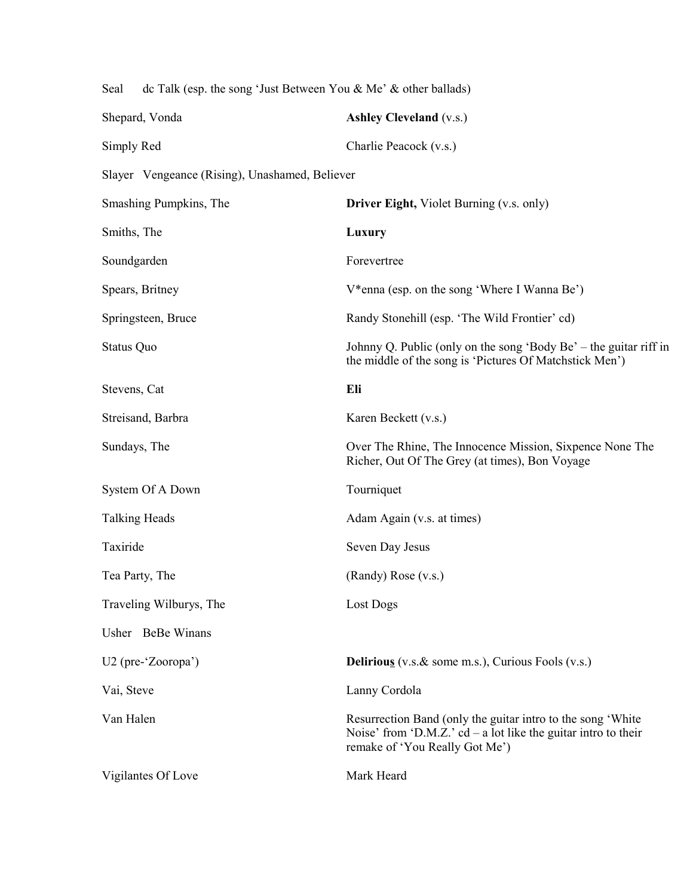Seal dc Talk (esp. the song 'Just Between You & Me' & other ballads)

Shepard, Vonda **Ashley Cleveland** (v.s.)

Simply Red Charlie Peacock (v.s.)

Slayer Vengeance (Rising), Unashamed, Believer

Smashing Pumpkins, The **Driver Eight,** Violet Burning (v.s. only)

Smiths, The **Luxury**

Soundgarden Forevertree

Spears, Britney V*enna (esp. on the song 'Where I Wanna Be')

Springsteen, Bruce Randy Stonehill (esp. 'The Wild Frontier' cd)

Status Quo Johnny Q. Public (only on the song 'Body Be' – the guitar riff in the middle of the song is 'Pictures Of Matchstick Men')

Stevens, Cat **Eli**

Streisand, Barbra Karen Beckett (v.s.)

Sundays, The Over The Rhine, The Innocence Mission, Sixpence None The Richer, Out Of The Grey (at times), Bon Voyage

System Of A Down Tourniquet

Talking Heads Adam Again (v.s. at times)

Taxiride Seven Day Jesus

Tea Party, The (Randy) Rose (v.s.)

Traveling Wilburys, The Lost Dogs

Usher BeBe Winans

U2 (pre-'Zooropa') **Delirious** (v.s.& some m.s.), Curious Fools (v.s.)

Vai, Steve Lanny Cordola

Van Halen Resurrection Band (only the guitar intro to the song 'White Noise' from 'D.M.Z.' cd – a lot like the guitar intro to their remake of 'You Really Got Me')

Vigilantes Of Love Mark Heard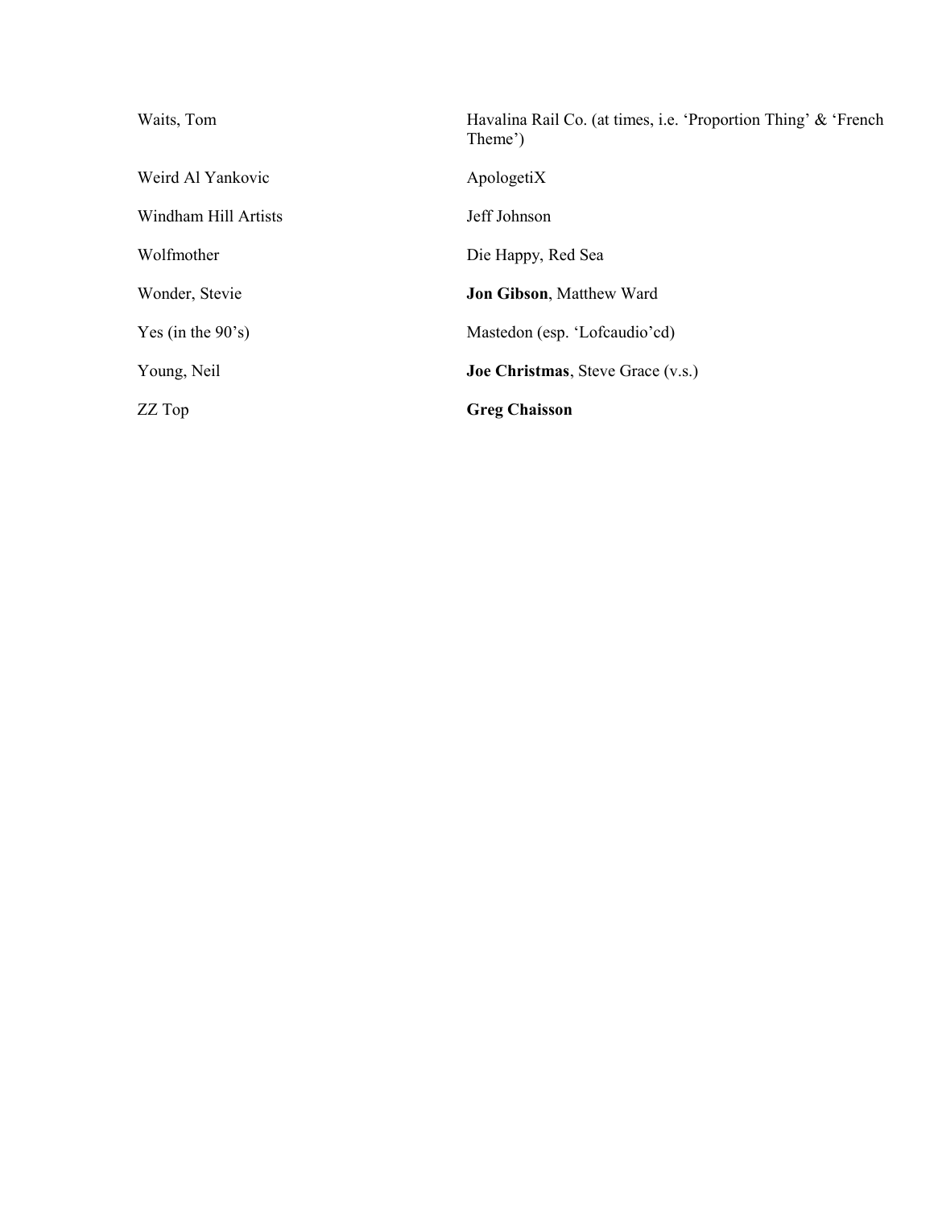| | |
|---|---|
| Waits, Tom | Havalina Rail Co. (at times, i.e. 'Proportion Thing' & 'French Theme') |
| Weird Al Yankovic | ApologetiX |
| Windham Hill Artists | Jeff Johnson |
| Wolfmother | Die Happy, Red Sea |
| Wonder, Stevie | **Jon Gibson**, Matthew Ward |
| Yes (in the 90's) | Mastedon (esp. 'Lofcaudio'cd) |
| Young, Neil | **Joe Christmas**, Steve Grace (v.s.) |
| ZZ Top | **Greg Chaisson** |